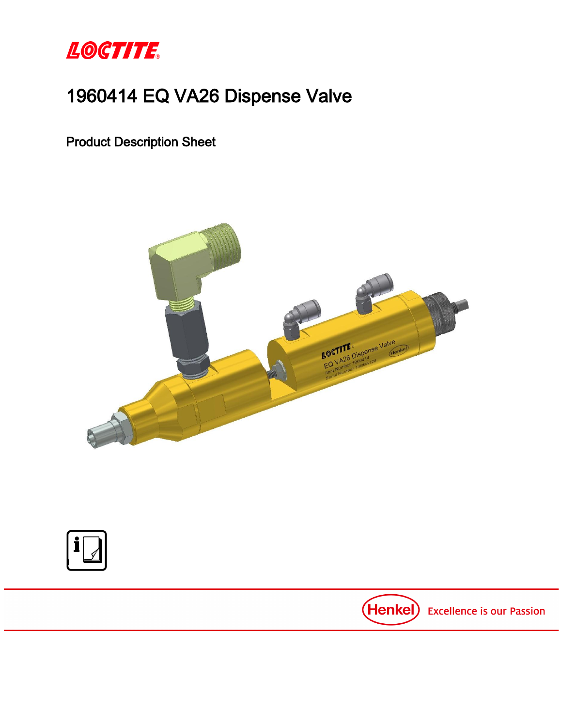LOCTITE

# 1960414 EQ VA26 Dispense Valve

## Product Description Sheet

Henkel Excellence is our Passion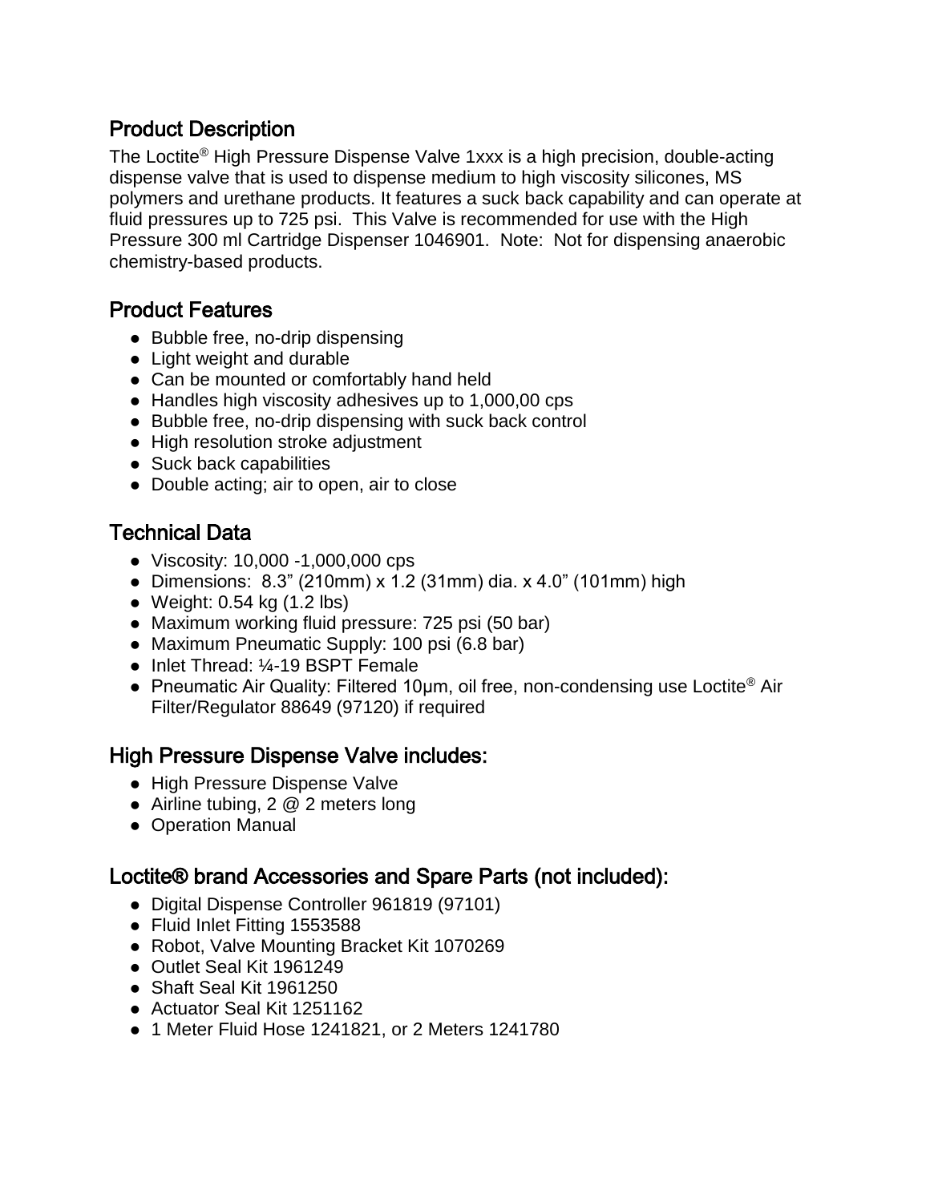## Product Description

The Loctite® High Pressure Dispense Valve 1xxx is a high precision, double-acting dispense valve that is used to dispense medium to high viscosity silicones, MS polymers and urethane products. It features a suck back capability and can operate at fluid pressures up to 725 psi. This Valve is recommended for use with the High Pressure 300 ml Cartridge Dispenser 1046901. Note: Not for dispensing anaerobic chemistry-based products.

## Product Features

- Bubble free, no-drip dispensing
- Light weight and durable
- Can be mounted or comfortably hand held
- Handles high viscosity adhesives up to 1,000,00 cps
- Bubble free, no-drip dispensing with suck back control
- High resolution stroke adjustment
- Suck back capabilities
- Double acting; air to open, air to close

## Technical Data

- Viscosity: 10,000 -1,000,000 cps
- Dimensions: 8.3" (210mm) x 1.2 (31mm) dia. x 4.0" (101mm) high
- Weight: 0.54 kg (1.2 lbs)
- Maximum working fluid pressure: 725 psi (50 bar)
- Maximum Pneumatic Supply: 100 psi (6.8 bar)
- Inlet Thread: ¼-19 BSPT Female
- Pneumatic Air Quality: Filtered 10µm, oil free, non-condensing use Loctite® Air Filter/Regulator 88649 (97120) if required

## High Pressure Dispense Valve includes:

- High Pressure Dispense Valve
- Airline tubing, 2 @ 2 meters long
- Operation Manual

## Loctite® brand Accessories and Spare Parts (not included):

- Digital Dispense Controller 961819 (97101)
- Fluid Inlet Fitting 1553588
- Robot, Valve Mounting Bracket Kit 1070269
- Outlet Seal Kit 1961249
- Shaft Seal Kit 1961250
- Actuator Seal Kit 1251162
- 1 Meter Fluid Hose 1241821, or 2 Meters 1241780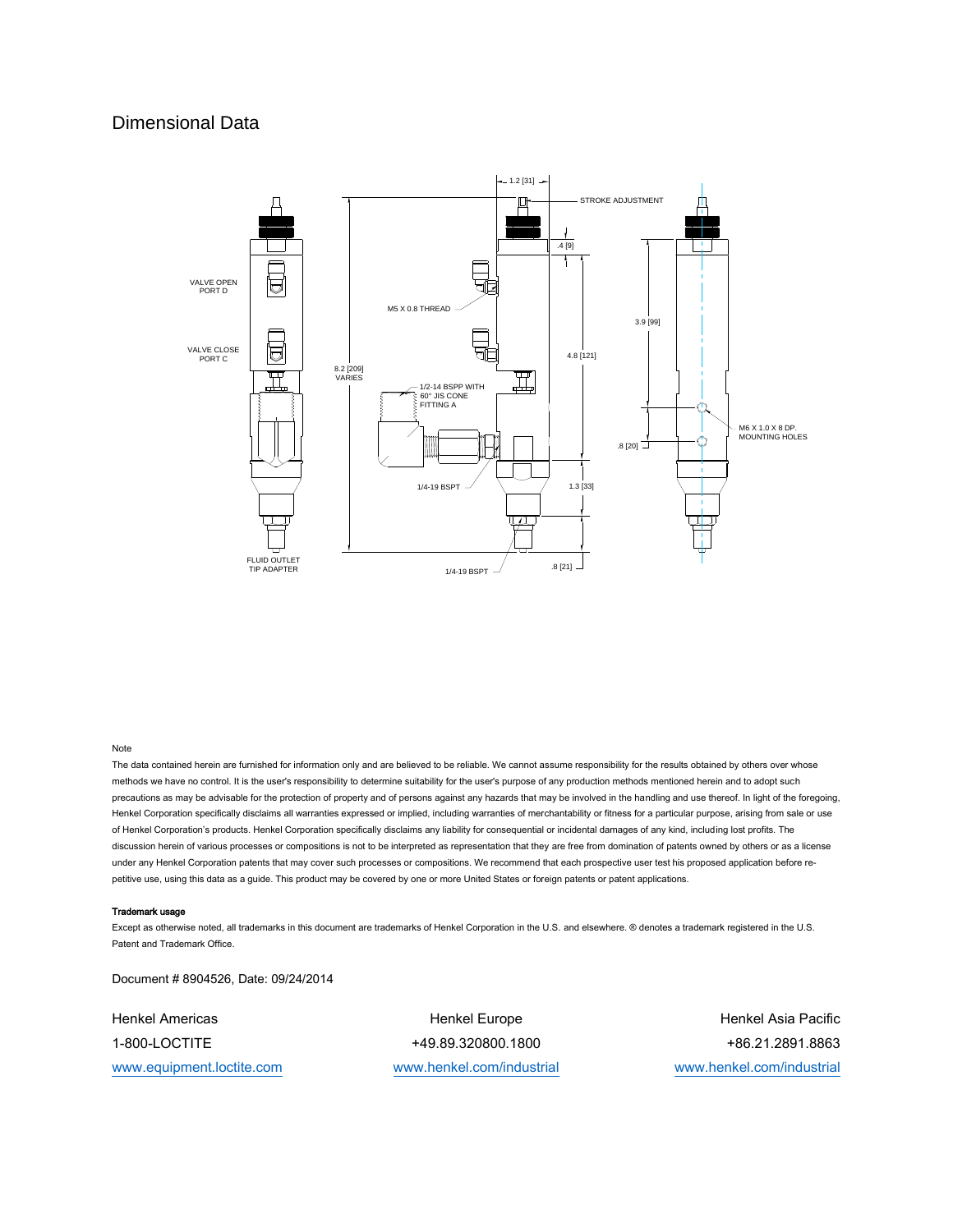# Dimensional Data

VALVE OPEN
PORT D

VALVE CLOSE
PORT C

FLUID OUTLET
TIP ADAPTER

8.2 [209]
VARIES

1.2 [31]

STROKE ADJUSTMENT

.4 [9]

M5 X 0.8 THREAD

4.8 [121]

1/2-14 BSPP WITH
60° JIS CONE
FITTING A

1/4-19 BSPT

1.3 [33]

1/4-19 BSPT

.8 [21]

3.9 [99]

.8 [20]

M6 X 1.0 X 8 DP.
MOUNTING HOLES

Note

The data contained herein are furnished for information only and are believed to be reliable. We cannot assume responsibility for the results obtained by others over whose methods we have no control. It is the user's responsibility to determine suitability for the user's purpose of any production methods mentioned herein and to adopt such precautions as may be advisable for the protection of property and of persons against any hazards that may be involved in the handling and use thereof. In light of the foregoing, Henkel Corporation specifically disclaims all warranties expressed or implied, including warranties of merchantability or fitness for a particular purpose, arising from sale or use of Henkel Corporation's products. Henkel Corporation specifically disclaims any liability for consequential or incidental damages of any kind, including lost profits. The discussion herein of various processes or compositions is not to be interpreted as representation that they are free from domination of patents owned by others or as a license under any Henkel Corporation patents that may cover such processes or compositions. We recommend that each prospective user test his proposed application before repetitive use, using this data as a guide. This product may be covered by one or more United States or foreign patents or patent applications.

**Trademark usage**

Except as otherwise noted, all trademarks in this document are trademarks of Henkel Corporation in the U.S. and elsewhere. ® denotes a trademark registered in the U.S. Patent and Trademark Office.

Document # 8904526, Date: 09/24/2014

| Henkel Americas | Henkel Europe | Henkel Asia Pacific |
|---|---|---|
| 1-800-LOCTITE | +49.89.320800.1800 | +86.21.2891.8863 |
| www.equipment.loctite.com | www.henkel.com/industrial | www.henkel.com/industrial |